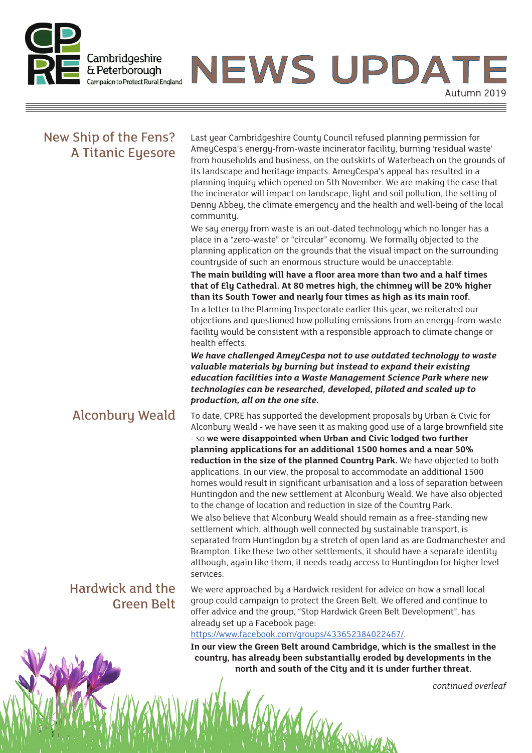Cambridgeshire & Peterborough
Campaign to Protect Rural England

# NEWS UPDATE

Autumn 2019

## New Ship of the Fens? A Titanic Eyesore

Last year Cambridgeshire County Council refused planning permission for AmeyCespa's energy-from-waste incinerator facility, burning 'residual waste' from households and business, on the outskirts of Waterbeach on the grounds of its landscape and heritage impacts. AmeyCespa's appeal has resulted in a planning inquiry which opened on 5th November. We are making the case that the incinerator will impact on landscape, light and soil pollution, the setting of Denny Abbey, the climate emergency and the health and well-being of the local community.

We say energy from waste is an out-dated technology which no longer has a place in a "zero-waste" or "circular" economy. We formally objected to the planning application on the grounds that the visual impact on the surrounding countryside of such an enormous structure would be unacceptable.

**The main building will have a floor area more than two and a half times that of Ely Cathedral. At 80 metres high, the chimney will be 20% higher than its South Tower and nearly four times as high as its main roof.**

In a letter to the Planning Inspectorate earlier this year, we reiterated our objections and questioned how polluting emissions from an energy-from-waste facility would be consistent with a responsible approach to climate change or health effects.

***We have challenged AmeyCespa not to use outdated technology to waste valuable materials by burning but instead to expand their existing education facilities into a Waste Management Science Park where new technologies can be researched, developed, piloted and scaled up to production, all on the one site.***

## Alconbury Weald

To date, CPRE has supported the development proposals by Urban & Civic for Alconbury Weald - we have seen it as making good use of a large brownfield site - so **we were disappointed when Urban and Civic lodged two further planning applications for an additional 1500 homes and a near 50% reduction in the size of the planned Country Park.** We have objected to both applications. In our view, the proposal to accommodate an additional 1500 homes would result in significant urbanisation and a loss of separation between Huntingdon and the new settlement at Alconbury Weald. We have also objected to the change of location and reduction in size of the Country Park.

We also believe that Alconbury Weald should remain as a free-standing new settlement which, although well connected by sustainable transport, is separated from Huntingdon by a stretch of open land as are Godmanchester and Brampton. Like these two other settlements, it should have a separate identity although, again like them, it needs ready access to Huntingdon for higher level services.

## Hardwick and the Green Belt

We were approached by a Hardwick resident for advice on how a small local group could campaign to protect the Green Belt. We offered and continue to offer advice and the group, "Stop Hardwick Green Belt Development", has already set up a Facebook page: https://www.facebook.com/groups/433652384022467/.

**In our view the Green Belt around Cambridge, which is the smallest in the country, has already been substantially eroded by developments in the north and south of the City and it is under further threat.**

*continued overleaf*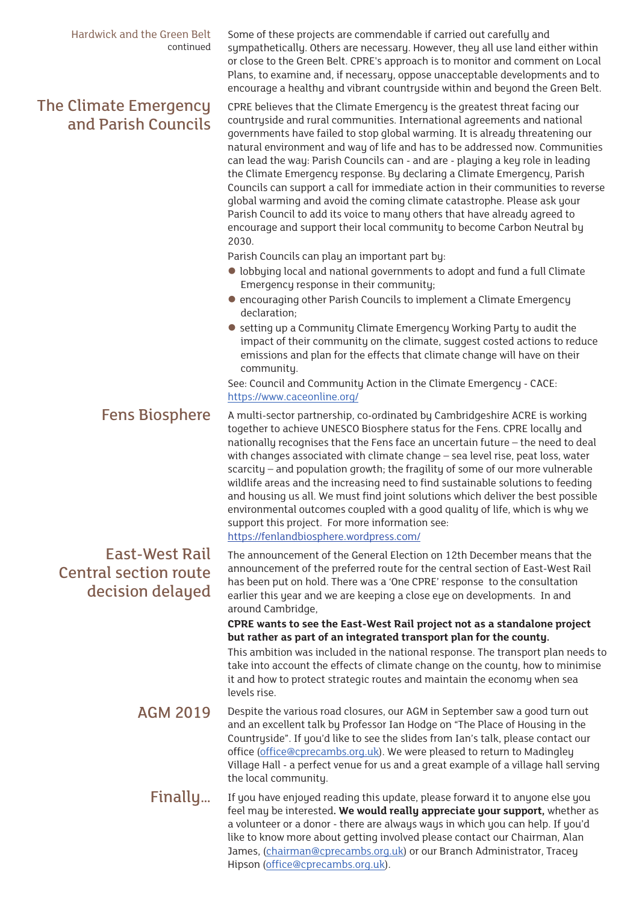## Hardwick and the Green Belt continued

Some of these projects are commendable if carried out carefully and sympathetically. Others are necessary. However, they all use land either within or close to the Green Belt. CPRE's approach is to monitor and comment on Local Plans, to examine and, if necessary, oppose unacceptable developments and to encourage a healthy and vibrant countryside within and beyond the Green Belt.

## The Climate Emergency and Parish Councils

CPRE believes that the Climate Emergency is the greatest threat facing our countryside and rural communities. International agreements and national governments have failed to stop global warming. It is already threatening our natural environment and way of life and has to be addressed now. Communities can lead the way: Parish Councils can - and are - playing a key role in leading the Climate Emergency response. By declaring a Climate Emergency, Parish Councils can support a call for immediate action in their communities to reverse global warming and avoid the coming climate catastrophe. Please ask your Parish Council to add its voice to many others that have already agreed to encourage and support their local community to become Carbon Neutral by 2030.

Parish Councils can play an important part by:

- lobbying local and national governments to adopt and fund a full Climate Emergency response in their community;
- encouraging other Parish Councils to implement a Climate Emergency declaration;
- setting up a Community Climate Emergency Working Party to audit the impact of their community on the climate, suggest costed actions to reduce emissions and plan for the effects that climate change will have on their community.

See: Council and Community Action in the Climate Emergency - CACE: https://www.caceonline.org/

## Fens Biosphere

A multi-sector partnership, co-ordinated by Cambridgeshire ACRE is working together to achieve UNESCO Biosphere status for the Fens. CPRE locally and nationally recognises that the Fens face an uncertain future – the need to deal with changes associated with climate change – sea level rise, peat loss, water scarcity – and population growth; the fragility of some of our more vulnerable wildlife areas and the increasing need to find sustainable solutions to feeding and housing us all. We must find joint solutions which deliver the best possible environmental outcomes coupled with a good quality of life, which is why we support this project. For more information see: https://fenlandbiosphere.wordpress.com/

## East-West Rail Central section route decision delayed

The announcement of the General Election on 12th December means that the announcement of the preferred route for the central section of East-West Rail has been put on hold. There was a 'One CPRE' response to the consultation earlier this year and we are keeping a close eye on developments. In and around Cambridge,

**CPRE wants to see the East-West Rail project not as a standalone project but rather as part of an integrated transport plan for the county.**

This ambition was included in the national response. The transport plan needs to take into account the effects of climate change on the county, how to minimise it and how to protect strategic routes and maintain the economy when sea levels rise.

## AGM 2019

Despite the various road closures, our AGM in September saw a good turn out and an excellent talk by Professor Ian Hodge on "The Place of Housing in the Countryside". If you'd like to see the slides from Ian's talk, please contact our office (office@cprecambs.org.uk). We were pleased to return to Madingley Village Hall - a perfect venue for us and a great example of a village hall serving the local community.

## Finally...

If you have enjoyed reading this update, please forward it to anyone else you feel may be interested**. We would really appreciate your support,** whether as a volunteer or a donor - there are always ways in which you can help. If you'd like to know more about getting involved please contact our Chairman, Alan James, (chairman@cprecambs.org.uk) or our Branch Administrator, Tracey Hipson (office@cprecambs.org.uk).